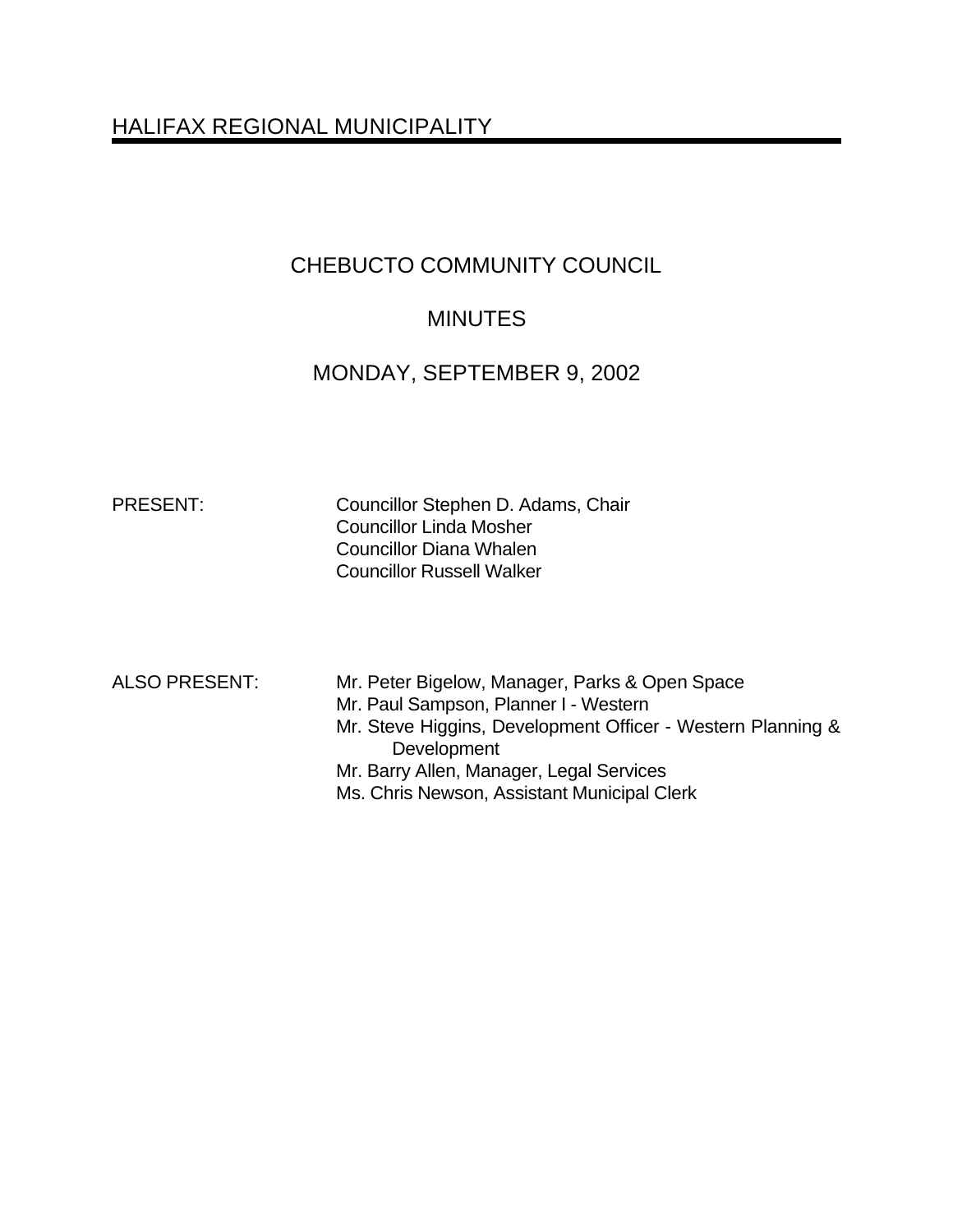# HALIFAX REGIONAL MUNICIPALITY

## CHEBUCTO COMMUNITY COUNCIL

## MINUTES

## MONDAY, SEPTEMBER 9, 2002

PRESENT: Councillor Stephen D. Adams, Chair
Councillor Linda Mosher
Councillor Diana Whalen
Councillor Russell Walker

ALSO PRESENT: Mr. Peter Bigelow, Manager, Parks & Open Space
Mr. Paul Sampson, Planner I - Western
Mr. Steve Higgins, Development Officer - Western Planning & Development
Mr. Barry Allen, Manager, Legal Services
Ms. Chris Newson, Assistant Municipal Clerk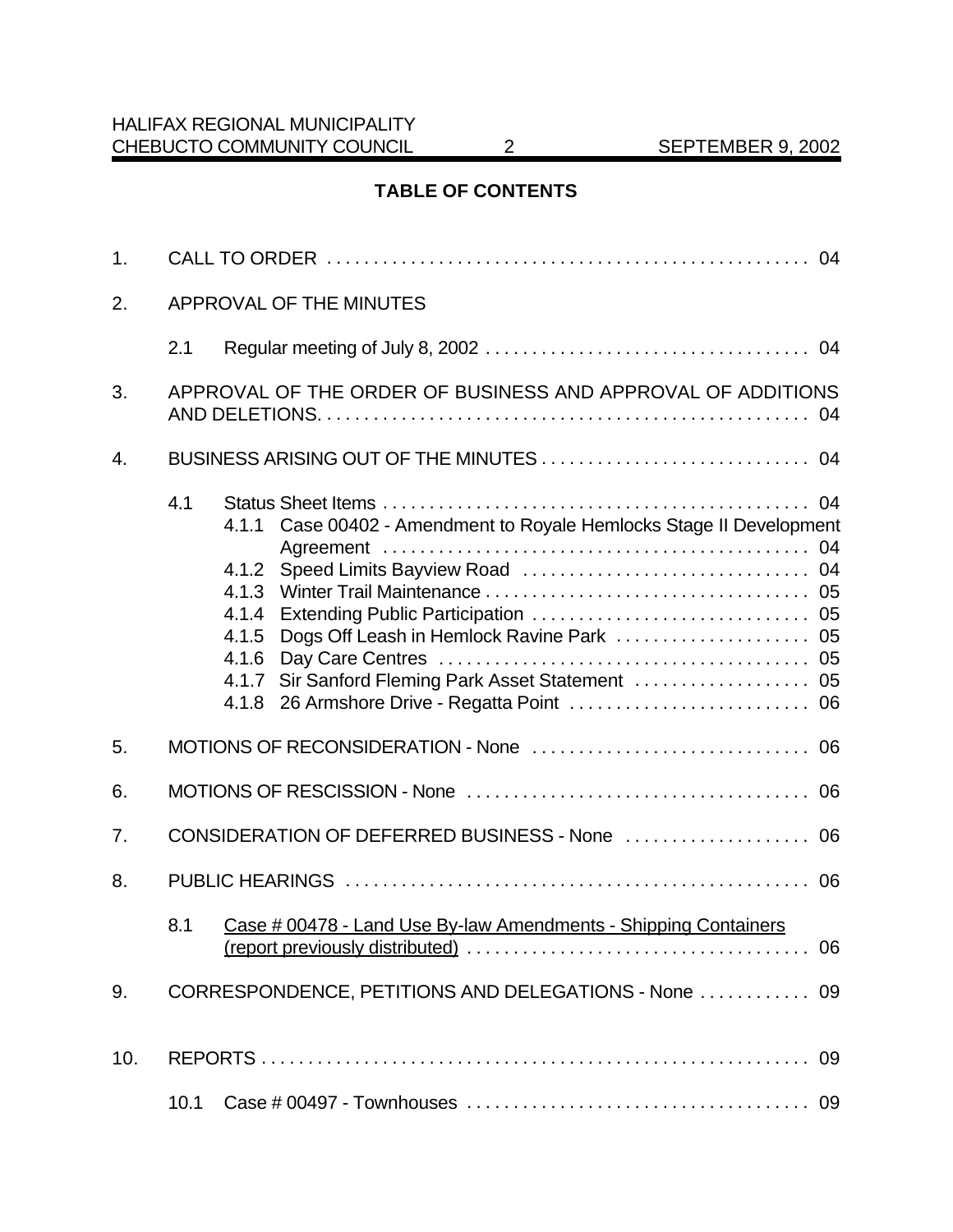**TABLE OF CONTENTS**

1. CALL TO ORDER . . . . . . . . . . . . . . . . . . . . . . . . . . . . . . . . . . . . . . . . . . . . . . . . . 04

2. APPROVAL OF THE MINUTES

   2.1 Regular meeting of July 8, 2002 . . . . . . . . . . . . . . . . . . . . . . . . . . . . . . . . . . 04

3. APPROVAL OF THE ORDER OF BUSINESS AND APPROVAL OF ADDITIONS AND DELETIONS. . . . . . . . . . . . . . . . . . . . . . . . . . . . . . . . . . . . . . . . . . . . . . . . . . . . 04

4. BUSINESS ARISING OUT OF THE MINUTES . . . . . . . . . . . . . . . . . . . . . . . . . . . . 04

   4.1 Status Sheet Items . . . . . . . . . . . . . . . . . . . . . . . . . . . . . . . . . . . . . . . . . . . . . 04
      4.1.1 Case 00402 - Amendment to Royale Hemlocks Stage II Development Agreement . . . . . . . . . . . . . . . . . . . . . . . . . . . . . . . . . . . . . . . . . . . . . 04
      4.1.2 Speed Limits Bayview Road . . . . . . . . . . . . . . . . . . . . . . . . . . . . . . 04
      4.1.3 Winter Trail Maintenance . . . . . . . . . . . . . . . . . . . . . . . . . . . . . . . . . . 05
      4.1.4 Extending Public Participation . . . . . . . . . . . . . . . . . . . . . . . . . . . . . 05
      4.1.5 Dogs Off Leash in Hemlock Ravine Park . . . . . . . . . . . . . . . . . . . . 05
      4.1.6 Day Care Centres . . . . . . . . . . . . . . . . . . . . . . . . . . . . . . . . . . . . . . . 05
      4.1.7 Sir Sanford Fleming Park Asset Statement . . . . . . . . . . . . . . . . . . 05
      4.1.8 26 Armshore Drive - Regatta Point . . . . . . . . . . . . . . . . . . . . . . . . . 06

5. MOTIONS OF RECONSIDERATION - None . . . . . . . . . . . . . . . . . . . . . . . . . . . . . 06

6. MOTIONS OF RESCISSION - None . . . . . . . . . . . . . . . . . . . . . . . . . . . . . . . . . . . . 06

7. CONSIDERATION OF DEFERRED BUSINESS - None . . . . . . . . . . . . . . . . . . . 06

8. PUBLIC HEARINGS . . . . . . . . . . . . . . . . . . . . . . . . . . . . . . . . . . . . . . . . . . . . . . . . . 06

   8.1 Case # 00478 - Land Use By-law Amendments - Shipping Containers (report previously distributed) . . . . . . . . . . . . . . . . . . . . . . . . . . . . . . . . . . . . 06

9. CORRESPONDENCE, PETITIONS AND DELEGATIONS - None . . . . . . . . . . . . 09

10. REPORTS . . . . . . . . . . . . . . . . . . . . . . . . . . . . . . . . . . . . . . . . . . . . . . . . . . . . . . . . . . 09

   10.1 Case # 00497 - Townhouses . . . . . . . . . . . . . . . . . . . . . . . . . . . . . . . . . . . . 09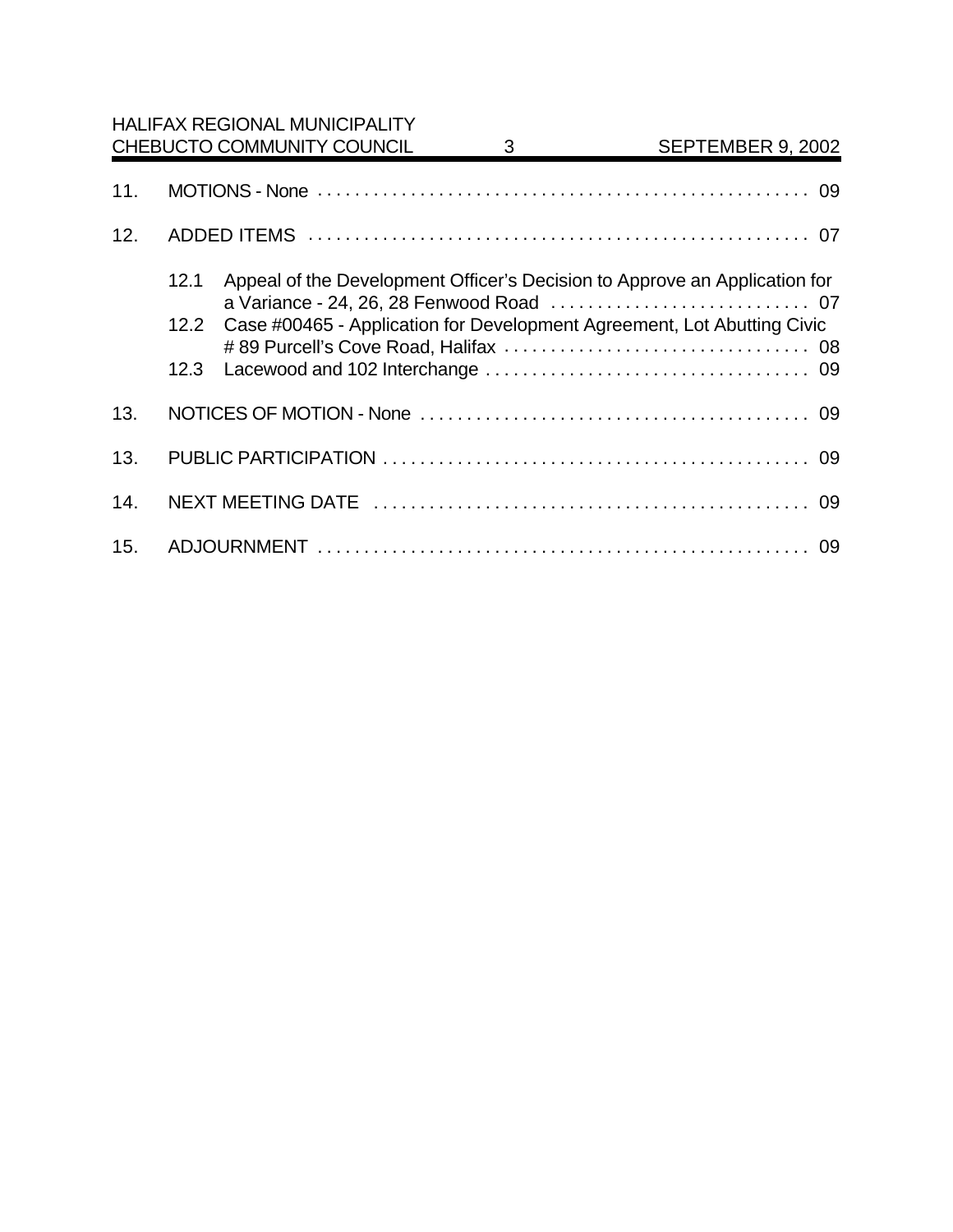11. MOTIONS - None . . . . . . . . . . . . . . . . . . . . . . . . . . . . . . . . . . . . . . . . . . . . . . . . . . . . . 09

12. ADDED ITEMS . . . . . . . . . . . . . . . . . . . . . . . . . . . . . . . . . . . . . . . . . . . . . . . . . . . . . . 07

    12.1 Appeal of the Development Officer's Decision to Approve an Application for a Variance - 24, 26, 28 Fenwood Road . . . . . . . . . . . . . . . . . . . . . . . . . . . . 07
    12.2 Case #00465 - Application for Development Agreement, Lot Abutting Civic # 89 Purcell's Cove Road, Halifax . . . . . . . . . . . . . . . . . . . . . . . . . . . . . . . . . 08
    12.3 Lacewood and 102 Interchange . . . . . . . . . . . . . . . . . . . . . . . . . . . . . . . . . . . 09

13. NOTICES OF MOTION - None . . . . . . . . . . . . . . . . . . . . . . . . . . . . . . . . . . . . . . . . . . 09

13. PUBLIC PARTICIPATION . . . . . . . . . . . . . . . . . . . . . . . . . . . . . . . . . . . . . . . . . . . . . . 09

14. NEXT MEETING DATE . . . . . . . . . . . . . . . . . . . . . . . . . . . . . . . . . . . . . . . . . . . . . . . 09

15. ADJOURNMENT . . . . . . . . . . . . . . . . . . . . . . . . . . . . . . . . . . . . . . . . . . . . . . . . . . . . . 09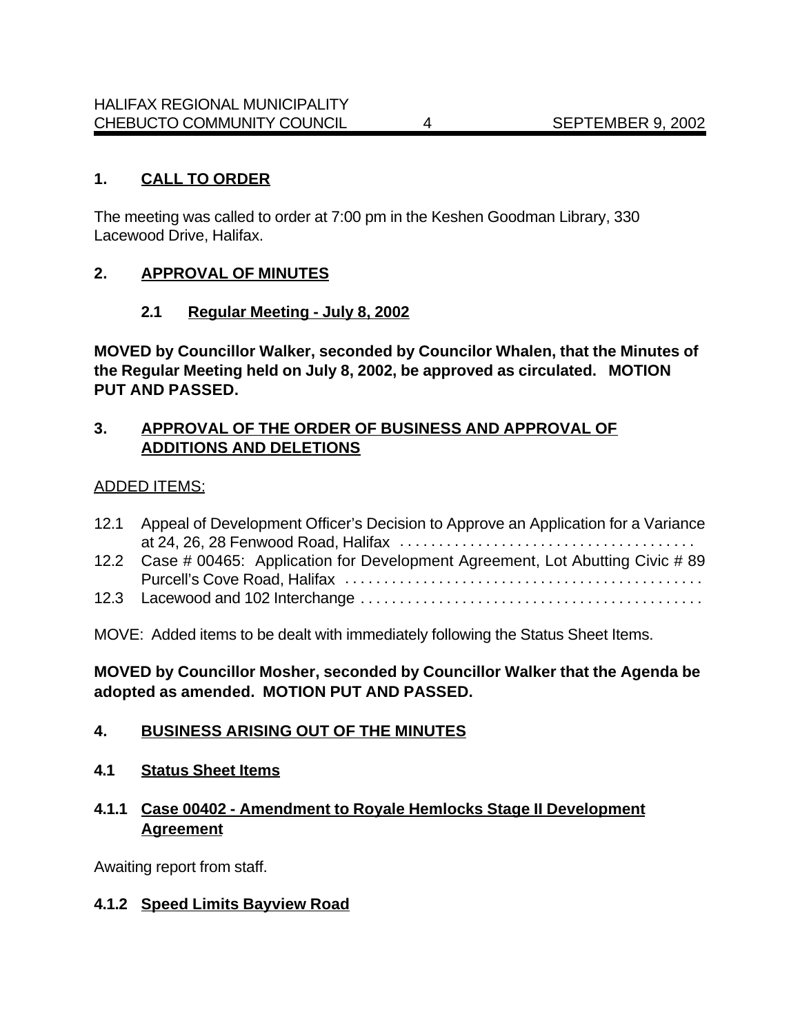## 1. CALL TO ORDER

The meeting was called to order at 7:00 pm in the Keshen Goodman Library, 330 Lacewood Drive, Halifax.

## 2. APPROVAL OF MINUTES

### 2.1 Regular Meeting - July 8, 2002

**MOVED by Councillor Walker, seconded by Councilor Whalen, that the Minutes of the Regular Meeting held on July 8, 2002, be approved as circulated. MOTION PUT AND PASSED.**

## 3. APPROVAL OF THE ORDER OF BUSINESS AND APPROVAL OF ADDITIONS AND DELETIONS

ADDED ITEMS:

12.1 Appeal of Development Officer's Decision to Approve an Application for a Variance at 24, 26, 28 Fenwood Road, Halifax . . . . . . . . . . . . . . . . . . . . . . . . . . . . . . . . . . . . .
12.2 Case # 00465: Application for Development Agreement, Lot Abutting Civic # 89 Purcell's Cove Road, Halifax . . . . . . . . . . . . . . . . . . . . . . . . . . . . . . . . . . . . . . . . . . . . .
12.3 Lacewood and 102 Interchange . . . . . . . . . . . . . . . . . . . . . . . . . . . . . . . . . . . . . . . . . . .

MOVE: Added items to be dealt with immediately following the Status Sheet Items.

**MOVED by Councillor Mosher, seconded by Councillor Walker that the Agenda be adopted as amended. MOTION PUT AND PASSED.**

## 4. BUSINESS ARISING OUT OF THE MINUTES

### 4.1 Status Sheet Items

### 4.1.1 Case 00402 - Amendment to Royale Hemlocks Stage II Development Agreement

Awaiting report from staff.

### 4.1.2 Speed Limits Bayview Road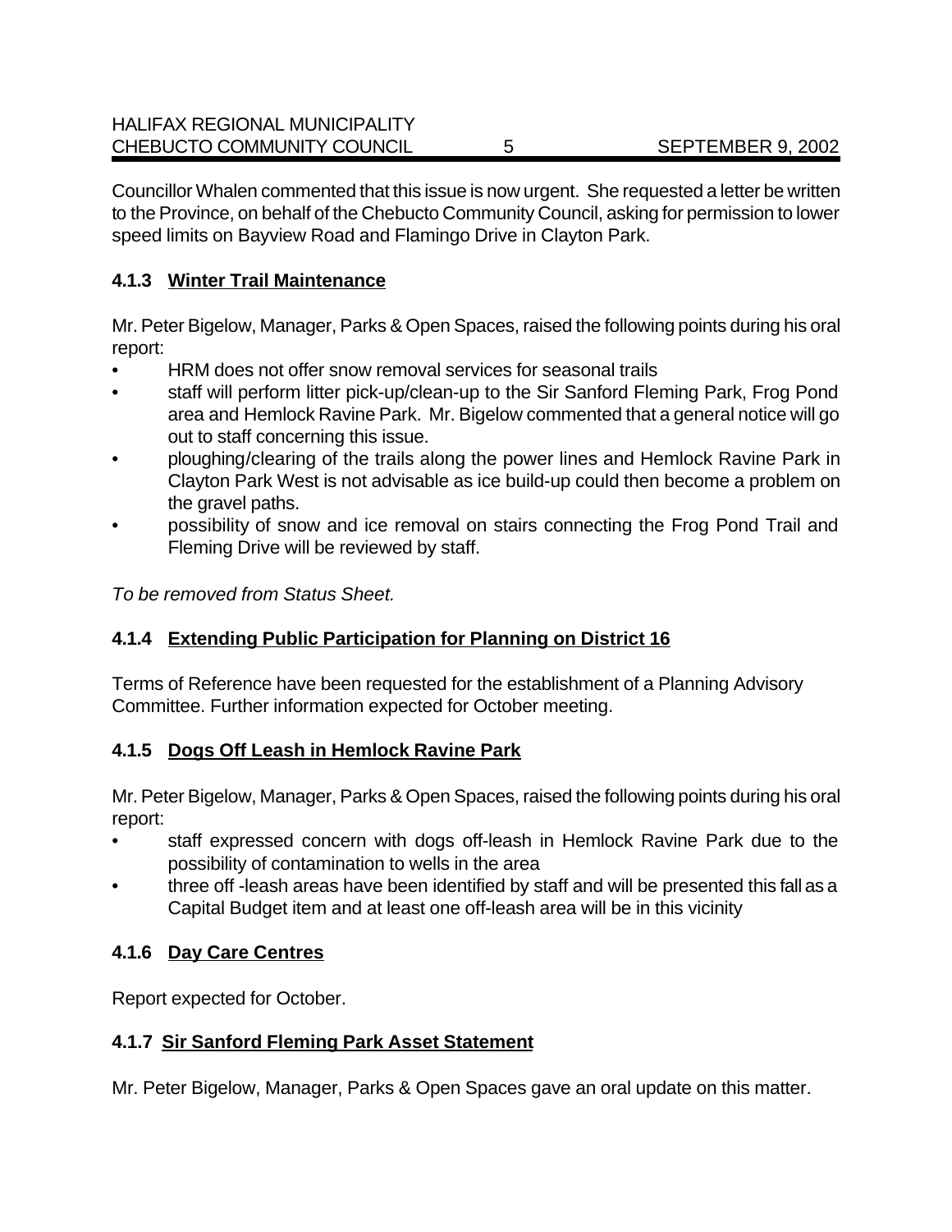Councillor Whalen commented that this issue is now urgent. She requested a letter be written to the Province, on behalf of the Chebucto Community Council, asking for permission to lower speed limits on Bayview Road and Flamingo Drive in Clayton Park.

### 4.1.3 Winter Trail Maintenance

Mr. Peter Bigelow, Manager, Parks & Open Spaces, raised the following points during his oral report:

- HRM does not offer snow removal services for seasonal trails
- staff will perform litter pick-up/clean-up to the Sir Sanford Fleming Park, Frog Pond area and Hemlock Ravine Park. Mr. Bigelow commented that a general notice will go out to staff concerning this issue.
- ploughing/clearing of the trails along the power lines and Hemlock Ravine Park in Clayton Park West is not advisable as ice build-up could then become a problem on the gravel paths.
- possibility of snow and ice removal on stairs connecting the Frog Pond Trail and Fleming Drive will be reviewed by staff.

*To be removed from Status Sheet.*

### 4.1.4 Extending Public Participation for Planning on District 16

Terms of Reference have been requested for the establishment of a Planning Advisory Committee. Further information expected for October meeting.

### 4.1.5 Dogs Off Leash in Hemlock Ravine Park

Mr. Peter Bigelow, Manager, Parks & Open Spaces, raised the following points during his oral report:

- staff expressed concern with dogs off-leash in Hemlock Ravine Park due to the possibility of contamination to wells in the area
- three off -leash areas have been identified by staff and will be presented this fall as a Capital Budget item and at least one off-leash area will be in this vicinity

### 4.1.6 Day Care Centres

Report expected for October.

### 4.1.7 Sir Sanford Fleming Park Asset Statement

Mr. Peter Bigelow, Manager, Parks & Open Spaces gave an oral update on this matter.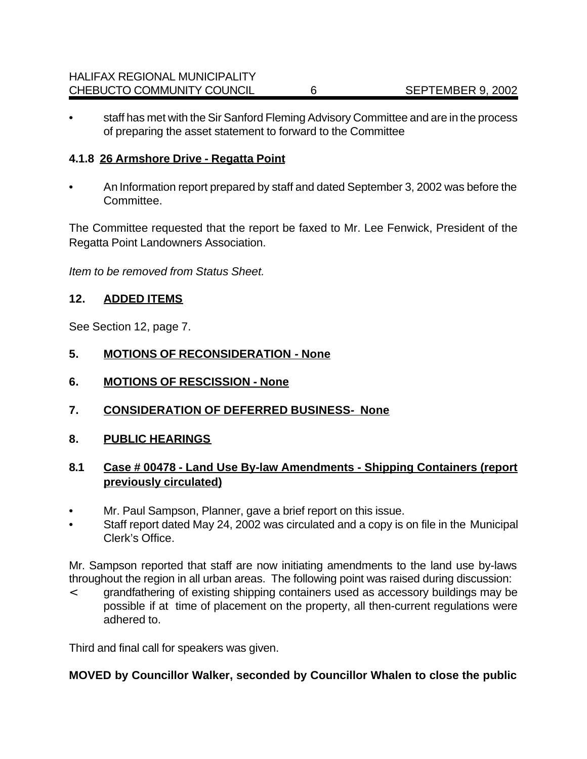- staff has met with the Sir Sanford Fleming Advisory Committee and are in the process of preparing the asset statement to forward to the Committee

### 4.1.8 26 Armshore Drive - Regatta Point

- An Information report prepared by staff and dated September 3, 2002 was before the Committee.

The Committee requested that the report be faxed to Mr. Lee Fenwick, President of the Regatta Point Landowners Association.

*Item to be removed from Status Sheet.*

## 12. ADDED ITEMS

See Section 12, page 7.

## 5. MOTIONS OF RECONSIDERATION - None

## 6. MOTIONS OF RESCISSION - None

## 7. CONSIDERATION OF DEFERRED BUSINESS- None

## 8. PUBLIC HEARINGS

### 8.1 Case # 00478 - Land Use By-law Amendments - Shipping Containers (report previously circulated)

- Mr. Paul Sampson, Planner, gave a brief report on this issue.
- Staff report dated May 24, 2002 was circulated and a copy is on file in the Municipal Clerk's Office.

Mr. Sampson reported that staff are now initiating amendments to the land use by-laws throughout the region in all urban areas. The following point was raised during discussion:

- grandfathering of existing shipping containers used as accessory buildings may be possible if at time of placement on the property, all then-current regulations were adhered to.

Third and final call for speakers was given.

**MOVED by Councillor Walker, seconded by Councillor Whalen to close the public**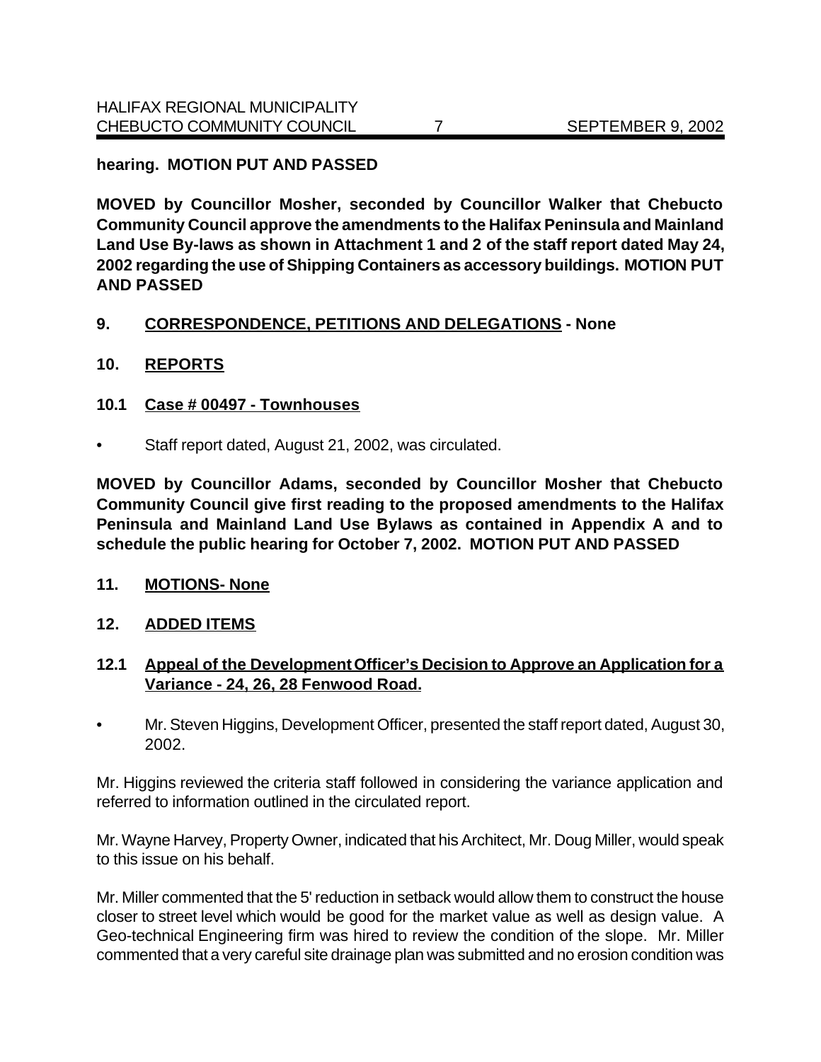**hearing. MOTION PUT AND PASSED**

**MOVED by Councillor Mosher, seconded by Councillor Walker that Chebucto Community Council approve the amendments to the Halifax Peninsula and Mainland Land Use By-laws as shown in Attachment 1 and 2 of the staff report dated May 24, 2002 regarding the use of Shipping Containers as accessory buildings. MOTION PUT AND PASSED**

## 9. <u>CORRESPONDENCE, PETITIONS AND DELEGATIONS</u> - None

## 10. <u>REPORTS</u>

### 10.1 <u>Case # 00497 - Townhouses</u>

- Staff report dated, August 21, 2002, was circulated.

**MOVED by Councillor Adams, seconded by Councillor Mosher that Chebucto Community Council give first reading to the proposed amendments to the Halifax Peninsula and Mainland Land Use Bylaws as contained in Appendix A and to schedule the public hearing for October 7, 2002. MOTION PUT AND PASSED**

## 11. <u>MOTIONS- None</u>

## 12. <u>ADDED ITEMS</u>

### 12.1 <u>Appeal of the Development Officer's Decision to Approve an Application for a Variance - 24, 26, 28 Fenwood Road.</u>

- Mr. Steven Higgins, Development Officer, presented the staff report dated, August 30, 2002.

Mr. Higgins reviewed the criteria staff followed in considering the variance application and referred to information outlined in the circulated report.

Mr. Wayne Harvey, Property Owner, indicated that his Architect, Mr. Doug Miller, would speak to this issue on his behalf.

Mr. Miller commented that the 5' reduction in setback would allow them to construct the house closer to street level which would be good for the market value as well as design value. A Geo-technical Engineering firm was hired to review the condition of the slope. Mr. Miller commented that a very careful site drainage plan was submitted and no erosion condition was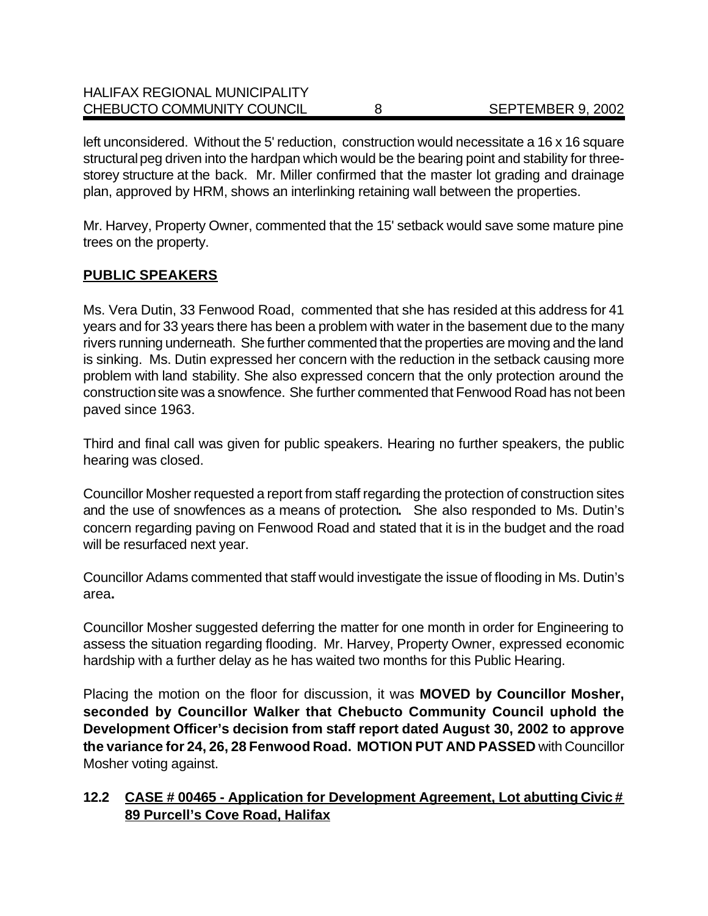left unconsidered. Without the 5' reduction, construction would necessitate a 16 x 16 square structural peg driven into the hardpan which would be the bearing point and stability for three-storey structure at the back. Mr. Miller confirmed that the master lot grading and drainage plan, approved by HRM, shows an interlinking retaining wall between the properties.

Mr. Harvey, Property Owner, commented that the 15' setback would save some mature pine trees on the property.

**PUBLIC SPEAKERS**

Ms. Vera Dutin, 33 Fenwood Road, commented that she has resided at this address for 41 years and for 33 years there has been a problem with water in the basement due to the many rivers running underneath. She further commented that the properties are moving and the land is sinking. Ms. Dutin expressed her concern with the reduction in the setback causing more problem with land stability. She also expressed concern that the only protection around the construction site was a snowfence. She further commented that Fenwood Road has not been paved since 1963.

Third and final call was given for public speakers. Hearing no further speakers, the public hearing was closed.

Councillor Mosher requested a report from staff regarding the protection of construction sites and the use of snowfences as a means of protection**.** She also responded to Ms. Dutin's concern regarding paving on Fenwood Road and stated that it is in the budget and the road will be resurfaced next year.

Councillor Adams commented that staff would investigate the issue of flooding in Ms. Dutin's area**.**

Councillor Mosher suggested deferring the matter for one month in order for Engineering to assess the situation regarding flooding. Mr. Harvey, Property Owner, expressed economic hardship with a further delay as he has waited two months for this Public Hearing.

Placing the motion on the floor for discussion, it was **MOVED by Councillor Mosher, seconded by Councillor Walker that Chebucto Community Council uphold the Development Officer's decision from staff report dated August 30, 2002 to approve the variance for 24, 26, 28 Fenwood Road. MOTION PUT AND PASSED** with Councillor Mosher voting against.

### 12.2 CASE # 00465 - Application for Development Agreement, Lot abutting Civic # 89 Purcell's Cove Road, Halifax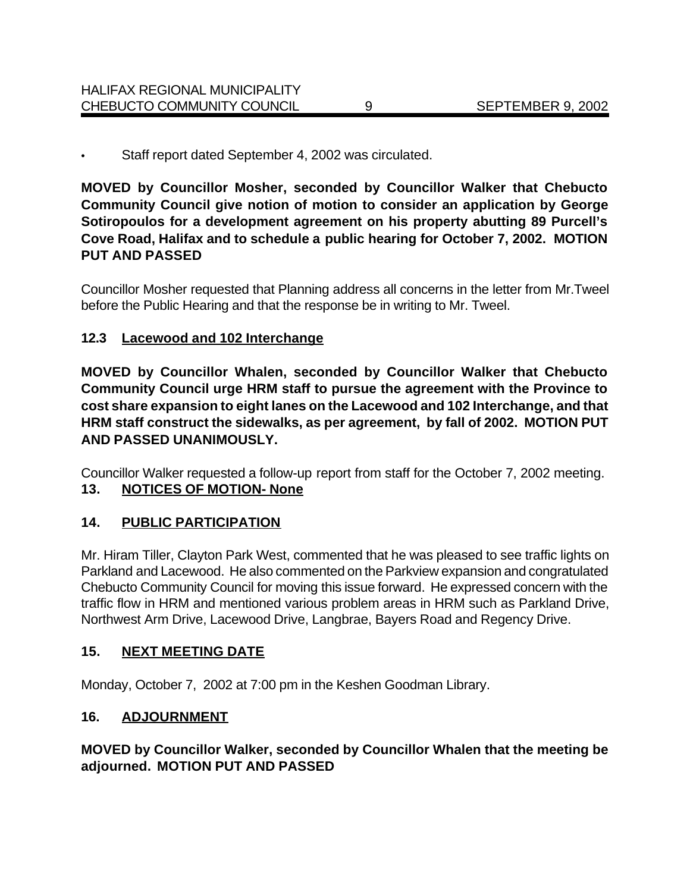- Staff report dated September 4, 2002 was circulated.

**MOVED by Councillor Mosher, seconded by Councillor Walker that Chebucto Community Council give notion of motion to consider an application by George Sotiropoulos for a development agreement on his property abutting 89 Purcell's Cove Road, Halifax and to schedule a public hearing for October 7, 2002. MOTION PUT AND PASSED**

Councillor Mosher requested that Planning address all concerns in the letter from Mr.Tweel before the Public Hearing and that the response be in writing to Mr. Tweel.

### 12.3 Lacewood and 102 Interchange

**MOVED by Councillor Whalen, seconded by Councillor Walker that Chebucto Community Council urge HRM staff to pursue the agreement with the Province to cost share expansion to eight lanes on the Lacewood and 102 Interchange, and that HRM staff construct the sidewalks, as per agreement, by fall of 2002. MOTION PUT AND PASSED UNANIMOUSLY.**

Councillor Walker requested a follow-up report from staff for the October 7, 2002 meeting.

## 13. NOTICES OF MOTION- None

## 14. PUBLIC PARTICIPATION

Mr. Hiram Tiller, Clayton Park West, commented that he was pleased to see traffic lights on Parkland and Lacewood. He also commented on the Parkview expansion and congratulated Chebucto Community Council for moving this issue forward. He expressed concern with the traffic flow in HRM and mentioned various problem areas in HRM such as Parkland Drive, Northwest Arm Drive, Lacewood Drive, Langbrae, Bayers Road and Regency Drive.

## 15. NEXT MEETING DATE

Monday, October 7, 2002 at 7:00 pm in the Keshen Goodman Library.

## 16. ADJOURNMENT

**MOVED by Councillor Walker, seconded by Councillor Whalen that the meeting be adjourned. MOTION PUT AND PASSED**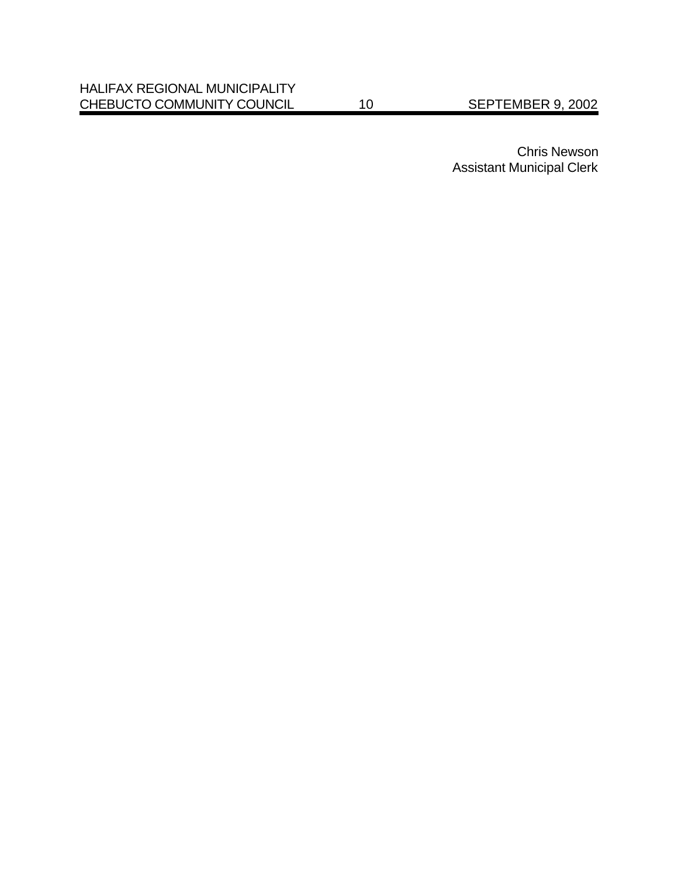Chris Newson
Assistant Municipal Clerk